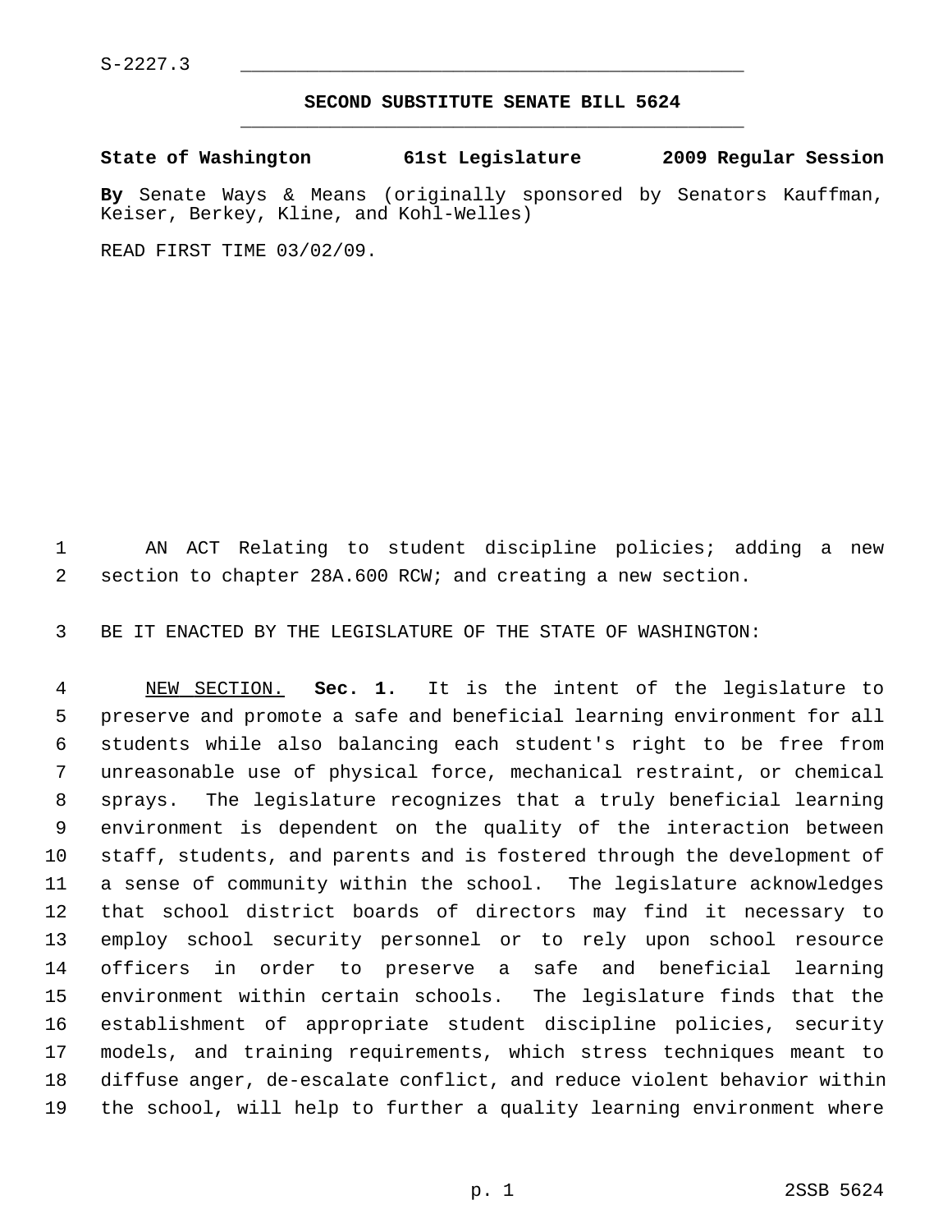S-2227.3

# SECOND SUBSTITUTE SENATE BILL 5624

**State of Washington 61st Legislature 2009 Regular Session**

**By** Senate Ways & Means (originally sponsored by Senators Kauffman, Keiser, Berkey, Kline, and Kohl-Welles)

READ FIRST TIME 03/02/09.

AN ACT Relating to student discipline policies; adding a new section to chapter 28A.600 RCW; and creating a new section.

BE IT ENACTED BY THE LEGISLATURE OF THE STATE OF WASHINGTON:

NEW SECTION. **Sec. 1.** It is the intent of the legislature to preserve and promote a safe and beneficial learning environment for all students while also balancing each student's right to be free from unreasonable use of physical force, mechanical restraint, or chemical sprays. The legislature recognizes that a truly beneficial learning environment is dependent on the quality of the interaction between staff, students, and parents and is fostered through the development of a sense of community within the school. The legislature acknowledges that school district boards of directors may find it necessary to employ school security personnel or to rely upon school resource officers in order to preserve a safe and beneficial learning environment within certain schools. The legislature finds that the establishment of appropriate student discipline policies, security models, and training requirements, which stress techniques meant to diffuse anger, de-escalate conflict, and reduce violent behavior within the school, will help to further a quality learning environment where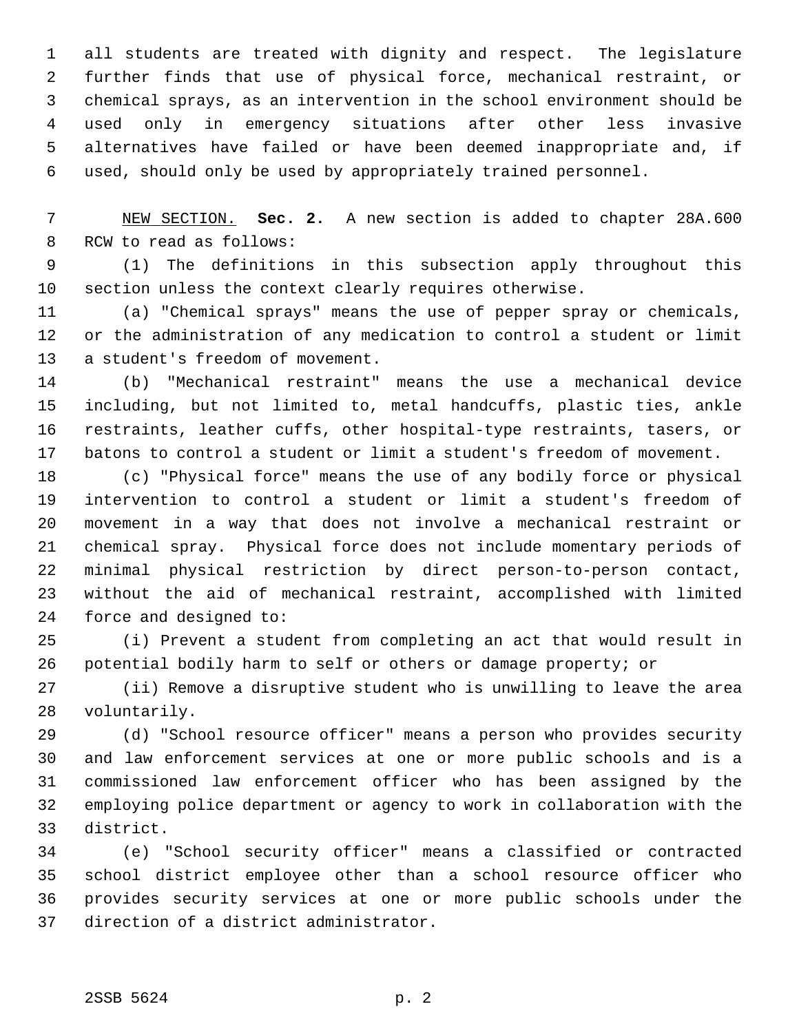all students are treated with dignity and respect. The legislature further finds that use of physical force, mechanical restraint, or chemical sprays, as an intervention in the school environment should be used only in emergency situations after other less invasive alternatives have failed or have been deemed inappropriate and, if used, should only be used by appropriately trained personnel.

NEW SECTION. **Sec. 2.** A new section is added to chapter 28A.600 RCW to read as follows:

(1) The definitions in this subsection apply throughout this section unless the context clearly requires otherwise.

(a) "Chemical sprays" means the use of pepper spray or chemicals, or the administration of any medication to control a student or limit a student's freedom of movement.

(b) "Mechanical restraint" means the use a mechanical device including, but not limited to, metal handcuffs, plastic ties, ankle restraints, leather cuffs, other hospital-type restraints, tasers, or batons to control a student or limit a student's freedom of movement.

(c) "Physical force" means the use of any bodily force or physical intervention to control a student or limit a student's freedom of movement in a way that does not involve a mechanical restraint or chemical spray. Physical force does not include momentary periods of minimal physical restriction by direct person-to-person contact, without the aid of mechanical restraint, accomplished with limited force and designed to:

(i) Prevent a student from completing an act that would result in potential bodily harm to self or others or damage property; or

(ii) Remove a disruptive student who is unwilling to leave the area voluntarily.

(d) "School resource officer" means a person who provides security and law enforcement services at one or more public schools and is a commissioned law enforcement officer who has been assigned by the employing police department or agency to work in collaboration with the district.

(e) "School security officer" means a classified or contracted school district employee other than a school resource officer who provides security services at one or more public schools under the direction of a district administrator.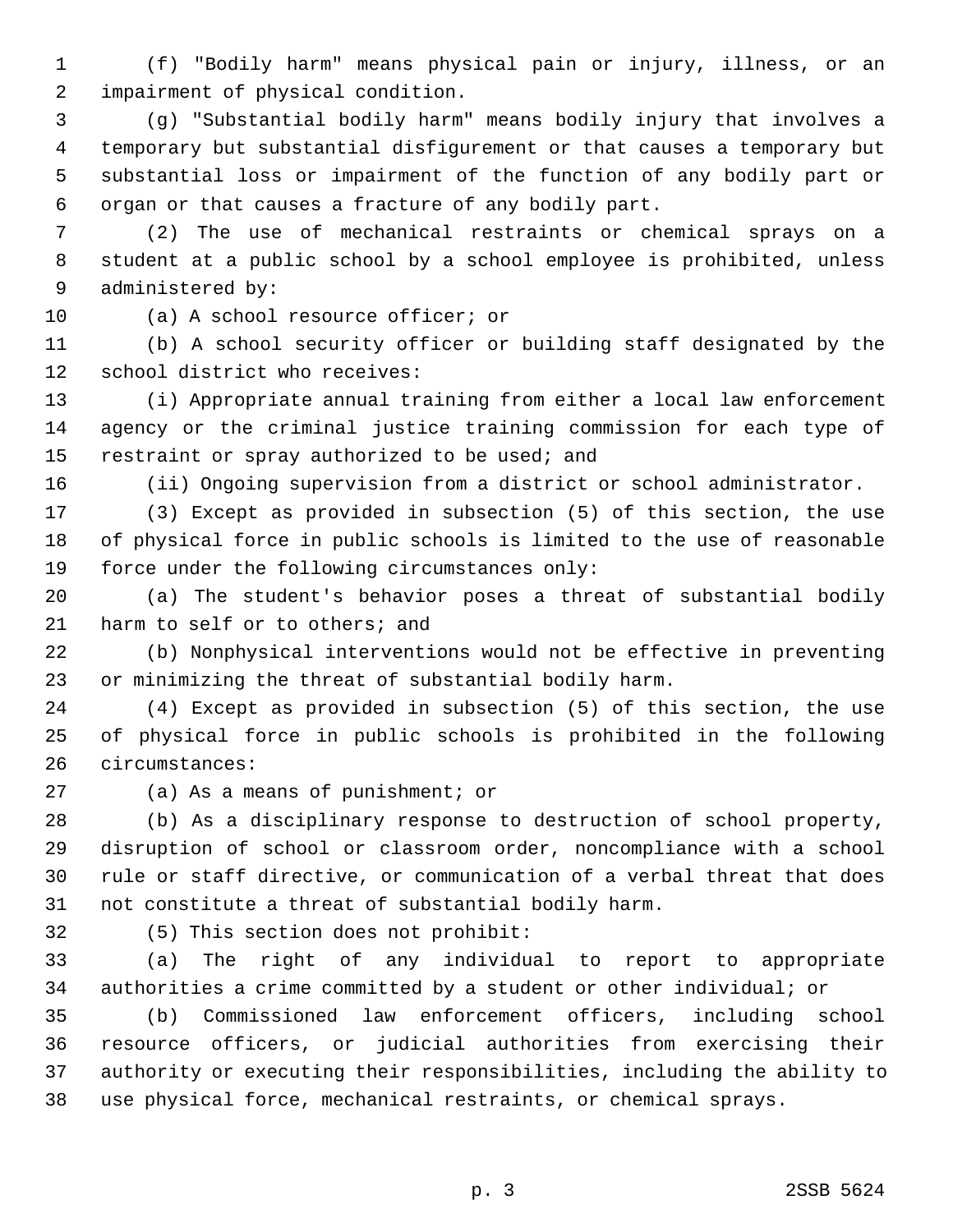(f) "Bodily harm" means physical pain or injury, illness, or an impairment of physical condition.

(g) "Substantial bodily harm" means bodily injury that involves a temporary but substantial disfigurement or that causes a temporary but substantial loss or impairment of the function of any bodily part or organ or that causes a fracture of any bodily part.

(2) The use of mechanical restraints or chemical sprays on a student at a public school by a school employee is prohibited, unless administered by:

(a) A school resource officer; or

(b) A school security officer or building staff designated by the school district who receives:

(i) Appropriate annual training from either a local law enforcement agency or the criminal justice training commission for each type of restraint or spray authorized to be used; and

(ii) Ongoing supervision from a district or school administrator.

(3) Except as provided in subsection (5) of this section, the use of physical force in public schools is limited to the use of reasonable force under the following circumstances only:

(a) The student's behavior poses a threat of substantial bodily harm to self or to others; and

(b) Nonphysical interventions would not be effective in preventing or minimizing the threat of substantial bodily harm.

(4) Except as provided in subsection (5) of this section, the use of physical force in public schools is prohibited in the following circumstances:

(a) As a means of punishment; or

(b) As a disciplinary response to destruction of school property, disruption of school or classroom order, noncompliance with a school rule or staff directive, or communication of a verbal threat that does not constitute a threat of substantial bodily harm.

(5) This section does not prohibit:

(a) The right of any individual to report to appropriate authorities a crime committed by a student or other individual; or

(b) Commissioned law enforcement officers, including school resource officers, or judicial authorities from exercising their authority or executing their responsibilities, including the ability to use physical force, mechanical restraints, or chemical sprays.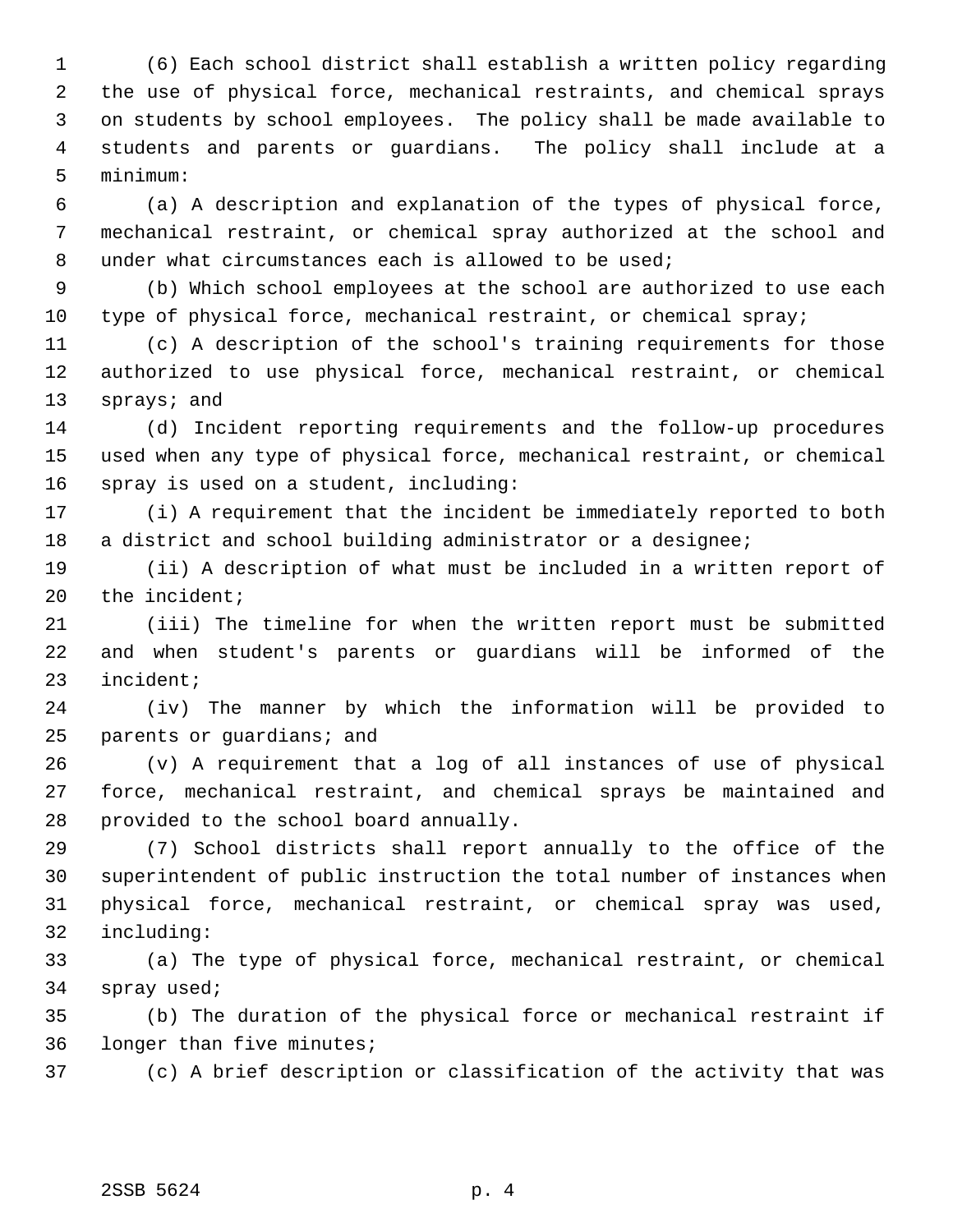(6) Each school district shall establish a written policy regarding the use of physical force, mechanical restraints, and chemical sprays on students by school employees. The policy shall be made available to students and parents or guardians. The policy shall include at a minimum:

(a) A description and explanation of the types of physical force, mechanical restraint, or chemical spray authorized at the school and under what circumstances each is allowed to be used;

(b) Which school employees at the school are authorized to use each type of physical force, mechanical restraint, or chemical spray;

(c) A description of the school's training requirements for those authorized to use physical force, mechanical restraint, or chemical sprays; and

(d) Incident reporting requirements and the follow-up procedures used when any type of physical force, mechanical restraint, or chemical spray is used on a student, including:

(i) A requirement that the incident be immediately reported to both a district and school building administrator or a designee;

(ii) A description of what must be included in a written report of the incident;

(iii) The timeline for when the written report must be submitted and when student's parents or guardians will be informed of the incident;

(iv) The manner by which the information will be provided to parents or guardians; and

(v) A requirement that a log of all instances of use of physical force, mechanical restraint, and chemical sprays be maintained and provided to the school board annually.

(7) School districts shall report annually to the office of the superintendent of public instruction the total number of instances when physical force, mechanical restraint, or chemical spray was used, including:

(a) The type of physical force, mechanical restraint, or chemical spray used;

(b) The duration of the physical force or mechanical restraint if longer than five minutes;

(c) A brief description or classification of the activity that was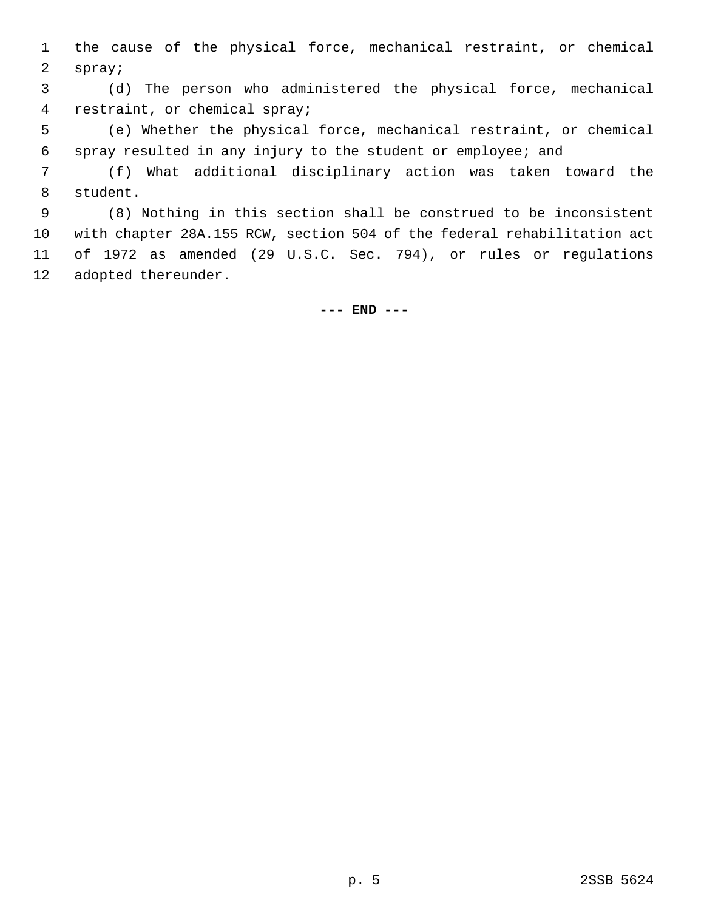the cause of the physical force, mechanical restraint, or chemical spray;

(d) The person who administered the physical force, mechanical restraint, or chemical spray;

(e) Whether the physical force, mechanical restraint, or chemical spray resulted in any injury to the student or employee; and

(f) What additional disciplinary action was taken toward the student.

(8) Nothing in this section shall be construed to be inconsistent with chapter 28A.155 RCW, section 504 of the federal rehabilitation act of 1972 as amended (29 U.S.C. Sec. 794), or rules or regulations adopted thereunder.

**--- END ---**